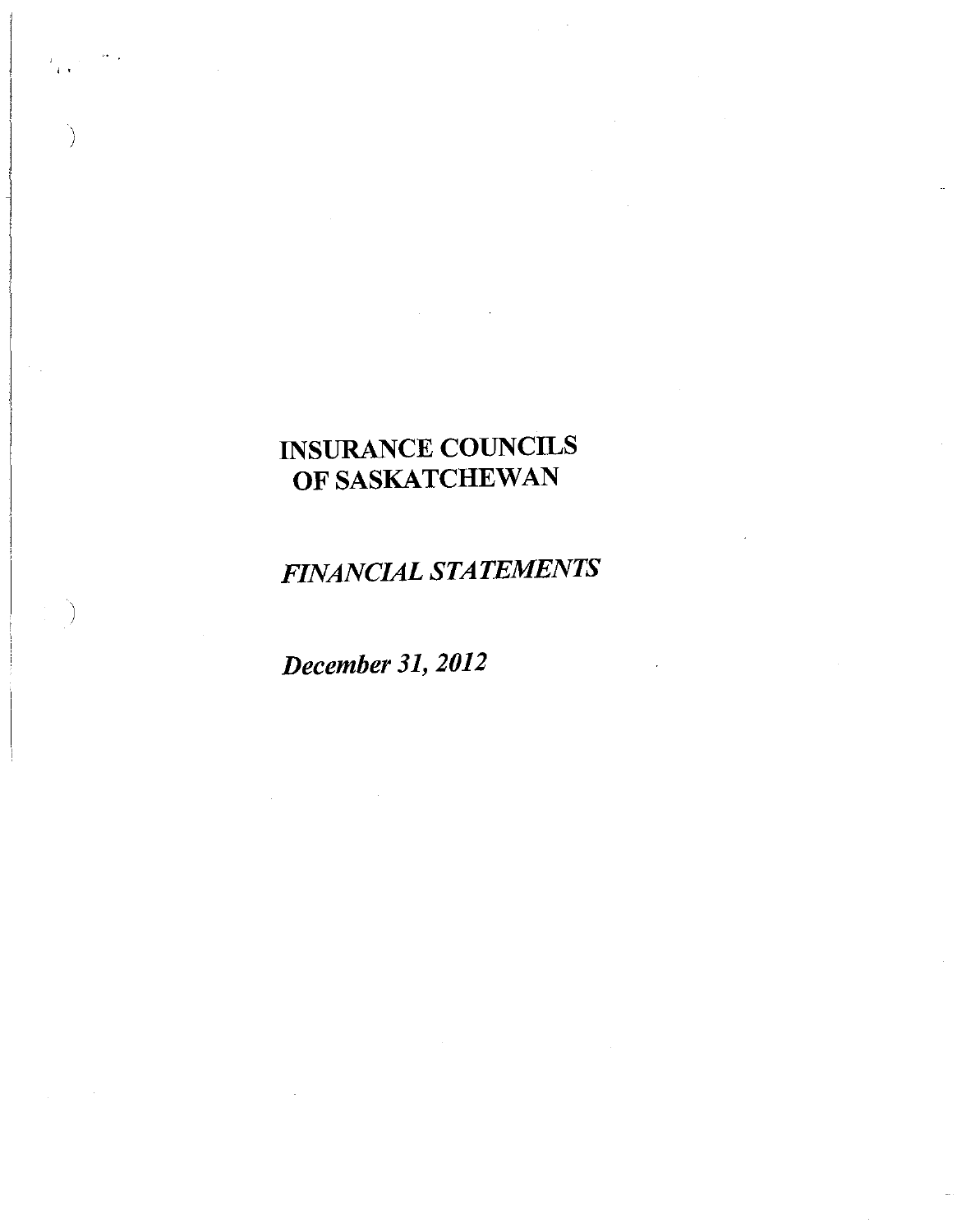# INSURANCE COUNCILS OF SASKATCHEWAN

## *FINANCIAL STATEMENTS*

***December 31, 2012***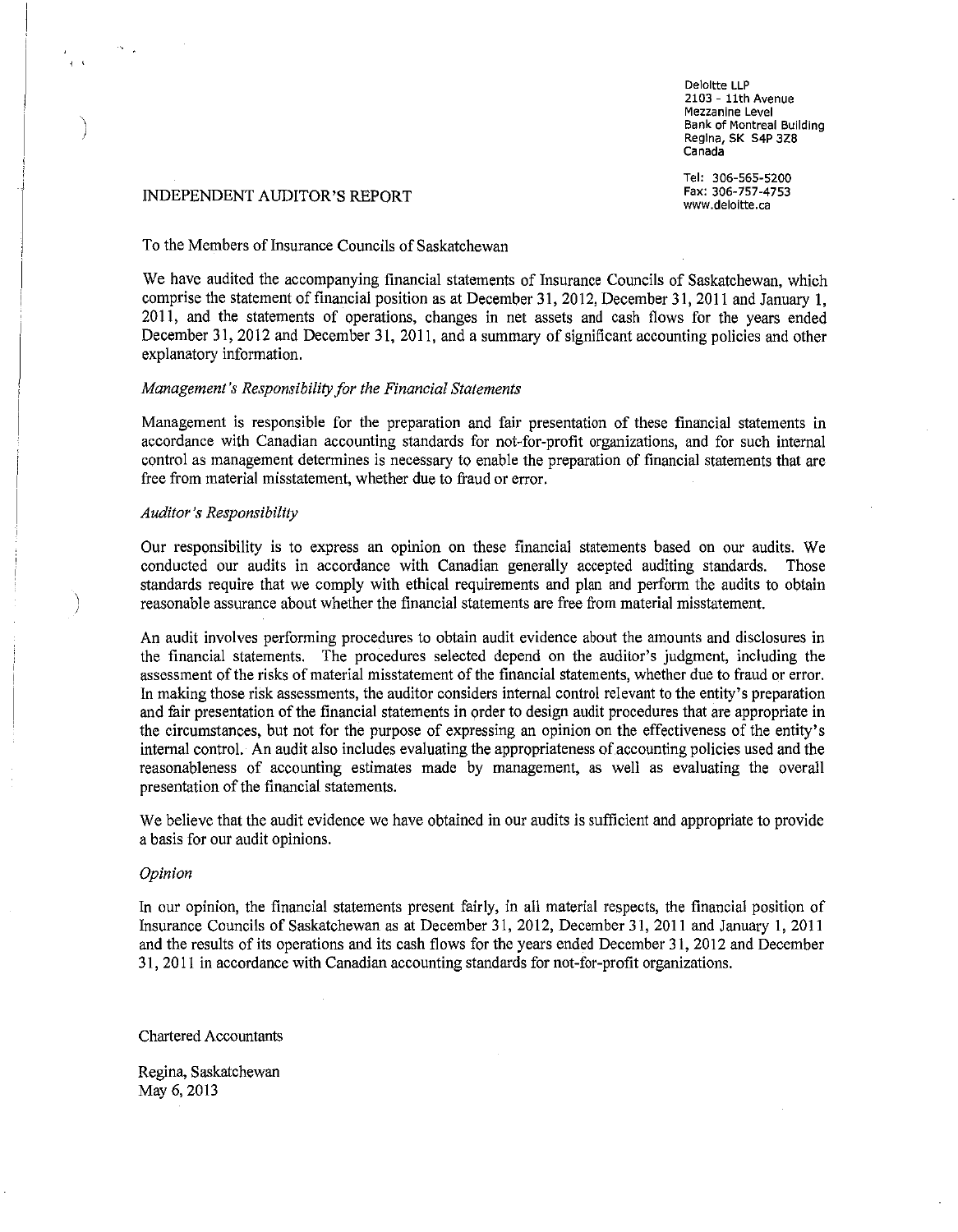Deloitte LLP
2103 - 11th Avenue
Mezzanine Level
Bank of Montreal Building
Regina, SK S4P 3Z8
Canada

Tel: 306-565-5200
Fax: 306-757-4753
www.deloitte.ca

# INDEPENDENT AUDITOR'S REPORT

To the Members of Insurance Councils of Saskatchewan

We have audited the accompanying financial statements of Insurance Councils of Saskatchewan, which comprise the statement of financial position as at December 31, 2012, December 31, 2011 and January 1, 2011, and the statements of operations, changes in net assets and cash flows for the years ended December 31, 2012 and December 31, 2011, and a summary of significant accounting policies and other explanatory information.

*Management's Responsibility for the Financial Statements*

Management is responsible for the preparation and fair presentation of these financial statements in accordance with Canadian accounting standards for not-for-profit organizations, and for such internal control as management determines is necessary to enable the preparation of financial statements that are free from material misstatement, whether due to fraud or error.

*Auditor's Responsibility*

Our responsibility is to express an opinion on these financial statements based on our audits. We conducted our audits in accordance with Canadian generally accepted auditing standards. Those standards require that we comply with ethical requirements and plan and perform the audits to obtain reasonable assurance about whether the financial statements are free from material misstatement.

An audit involves performing procedures to obtain audit evidence about the amounts and disclosures in the financial statements. The procedures selected depend on the auditor's judgment, including the assessment of the risks of material misstatement of the financial statements, whether due to fraud or error. In making those risk assessments, the auditor considers internal control relevant to the entity's preparation and fair presentation of the financial statements in order to design audit procedures that are appropriate in the circumstances, but not for the purpose of expressing an opinion on the effectiveness of the entity's internal control. An audit also includes evaluating the appropriateness of accounting policies used and the reasonableness of accounting estimates made by management, as well as evaluating the overall presentation of the financial statements.

We believe that the audit evidence we have obtained in our audits is sufficient and appropriate to provide a basis for our audit opinions.

*Opinion*

In our opinion, the financial statements present fairly, in all material respects, the financial position of Insurance Councils of Saskatchewan as at December 31, 2012, December 31, 2011 and January 1, 2011 and the results of its operations and its cash flows for the years ended December 31, 2012 and December 31, 2011 in accordance with Canadian accounting standards for not-for-profit organizations.

Chartered Accountants

Regina, Saskatchewan
May 6, 2013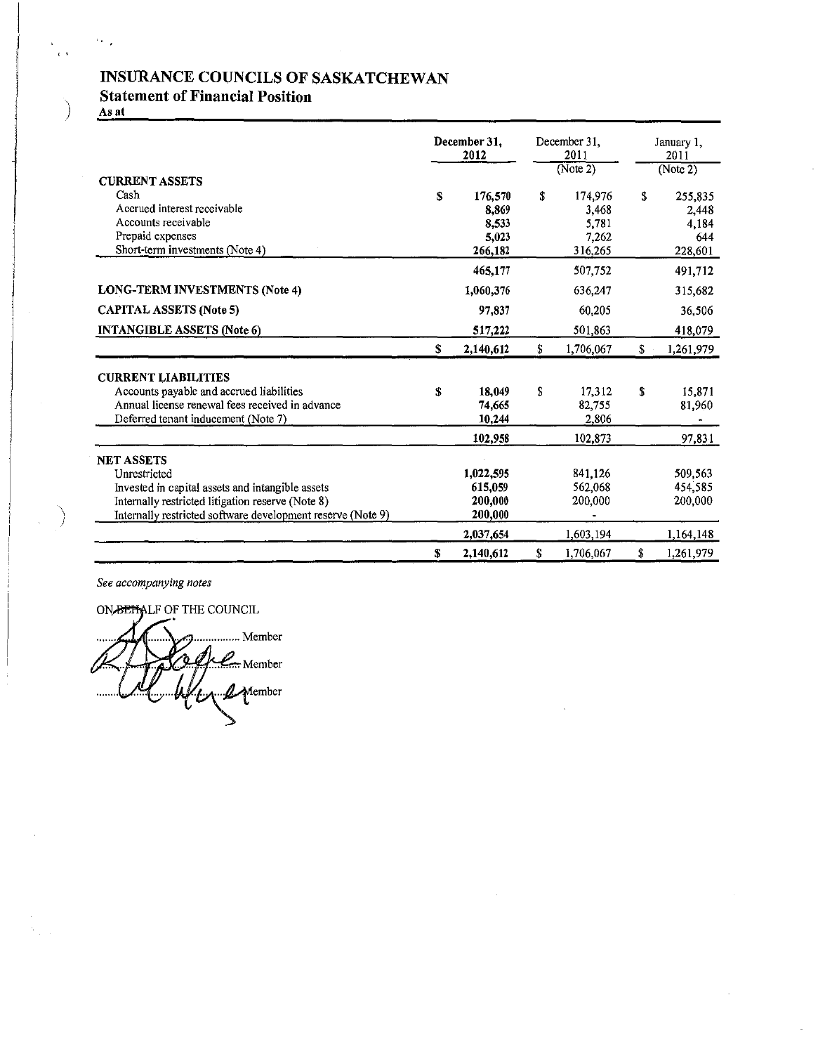# INSURANCE COUNCILS OF SASKATCHEWAN

## Statement of Financial Position

As at

| | December 31, 2012 | December 31, 2011 (Note 2) | January 1, 2011 (Note 2) |
|---|---|---|---|
| **CURRENT ASSETS** | | | |
| Cash | $ 176,570 | $ 174,976 | $ 255,835 |
| Accrued interest receivable | 8,869 | 3,468 | 2,448 |
| Accounts receivable | 8,533 | 5,781 | 4,184 |
| Prepaid expenses | 5,023 | 7,262 | 644 |
| Short-term investments (Note 4) | 266,182 | 316,265 | 228,601 |
| | 465,177 | 507,752 | 491,712 |
| **LONG-TERM INVESTMENTS (Note 4)** | 1,060,376 | 636,247 | 315,682 |
| **CAPITAL ASSETS (Note 5)** | 97,837 | 60,205 | 36,506 |
| **INTANGIBLE ASSETS (Note 6)** | 517,222 | 501,863 | 418,079 |
| | $ 2,140,612 | $ 1,706,067 | $ 1,261,979 |
| **CURRENT LIABILITIES** | | | |
| Accounts payable and accrued liabilities | $ 18,049 | $ 17,312 | $ 15,871 |
| Annual license renewal fees received in advance | 74,665 | 82,755 | 81,960 |
| Deferred tenant inducement (Note 7) | 10,244 | 2,806 | - |
| | 102,958 | 102,873 | 97,831 |
| **NET ASSETS** | | | |
| Unrestricted | 1,022,595 | 841,126 | 509,563 |
| Invested in capital assets and intangible assets | 615,059 | 562,068 | 454,585 |
| Internally restricted litigation reserve (Note 8) | 200,000 | 200,000 | 200,000 |
| Internally restricted software development reserve (Note 9) | 200,000 | - | |
| | 2,037,654 | 1,603,194 | 1,164,148 |
| | $ 2,140,612 | $ 1,706,067 | $ 1,261,979 |

*See accompanying notes*

ON BEHALF OF THE COUNCIL

............................................ Member

............................................ Member

............................................ Member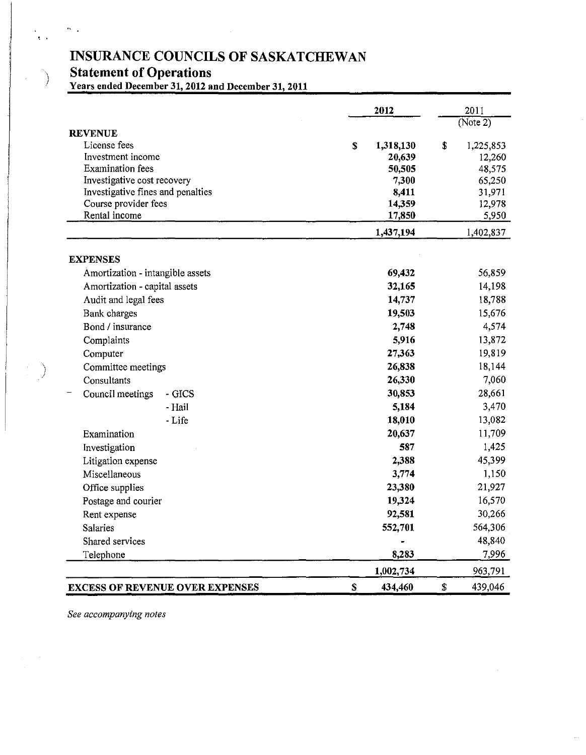# INSURANCE COUNCILS OF SASKATCHEWAN

## Statement of Operations

**Years ended December 31, 2012 and December 31, 2011**

| | 2012 | 2011 (Note 2) |
|---|---|---|
| **REVENUE** | | |
| License fees | $ 1,318,130 | $ 1,225,853 |
| Investment income | 20,639 | 12,260 |
| Examination fees | 50,505 | 48,575 |
| Investigative cost recovery | 7,300 | 65,250 |
| Investigative fines and penalties | 8,411 | 31,971 |
| Course provider fees | 14,359 | 12,978 |
| Rental income | 17,850 | 5,950 |
| | 1,437,194 | 1,402,837 |
| **EXPENSES** | | |
| Amortization - intangible assets | 69,432 | 56,859 |
| Amortization - capital assets | 32,165 | 14,198 |
| Audit and legal fees | 14,737 | 18,788 |
| Bank charges | 19,503 | 15,676 |
| Bond / insurance | 2,748 | 4,574 |
| Complaints | 5,916 | 13,872 |
| Computer | 27,363 | 19,819 |
| Committee meetings | 26,838 | 18,144 |
| Consultants | 26,330 | 7,060 |
| Council meetings - GICS | 30,853 | 28,661 |
| - Hail | 5,184 | 3,470 |
| - Life | 18,010 | 13,082 |
| Examination | 20,637 | 11,709 |
| Investigation | 587 | 1,425 |
| Litigation expense | 2,388 | 45,399 |
| Miscellaneous | 3,774 | 1,150 |
| Office supplies | 23,380 | 21,927 |
| Postage and courier | 19,324 | 16,570 |
| Rent expense | 92,581 | 30,266 |
| Salaries | 552,701 | 564,306 |
| Shared services | - | 48,840 |
| Telephone | 8,283 | 7,996 |
| | 1,002,734 | 963,791 |
| **EXCESS OF REVENUE OVER EXPENSES** | $ 434,460 | $ 439,046 |

*See accompanying notes*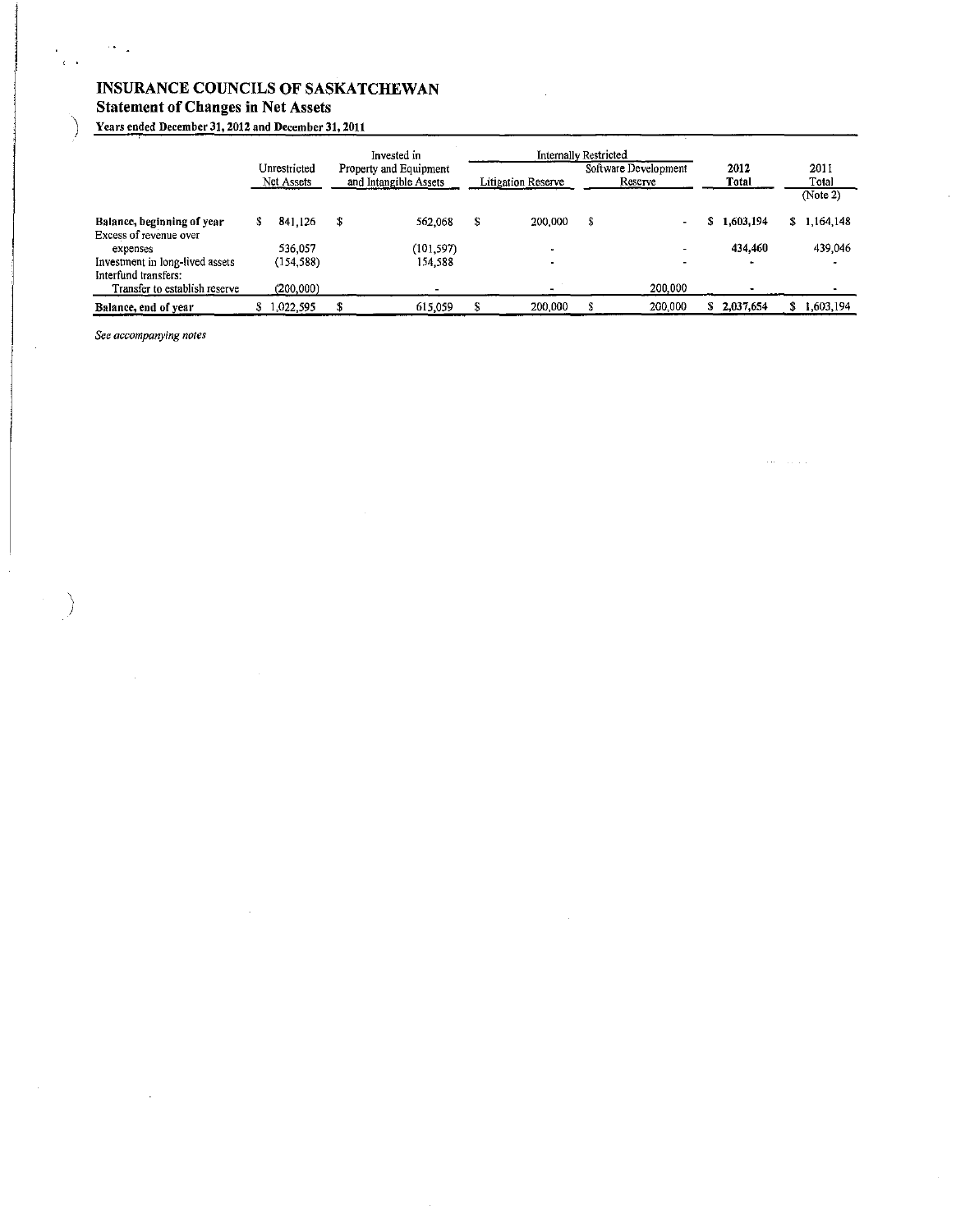# INSURANCE COUNCILS OF SASKATCHEWAN

## Statement of Changes in Net Assets

**Years ended December 31, 2012 and December 31, 2011**

| | Unrestricted Net Assets | Invested in Property and Equipment and Intangible Assets | Internally Restricted | | 2012 Total | 2011 Total (Note 2) |
|---|---|---|---|---|---|---|
| | | | Litigation Reserve | Software Development Reserve | | |
| **Balance, beginning of year** | $ 841,126 | $ 562,068 | $ 200,000 | $ - | $ 1,603,194 | $ 1,164,148 |
| Excess of revenue over expenses | 536,057 | (101,597) | - | - | 434,460 | 439,046 |
| Investment in long-lived assets | (154,588) | 154,588 | - | - | - | - |
| Interfund transfers: | | | | | | |
| Transfer to establish reserve | (200,000) | - | - | 200,000 | - | - |
| **Balance, end of year** | $ 1,022,595 | $ 615,059 | $ 200,000 | $ 200,000 | $ 2,037,654 | $ 1,603,194 |

*See accompanying notes*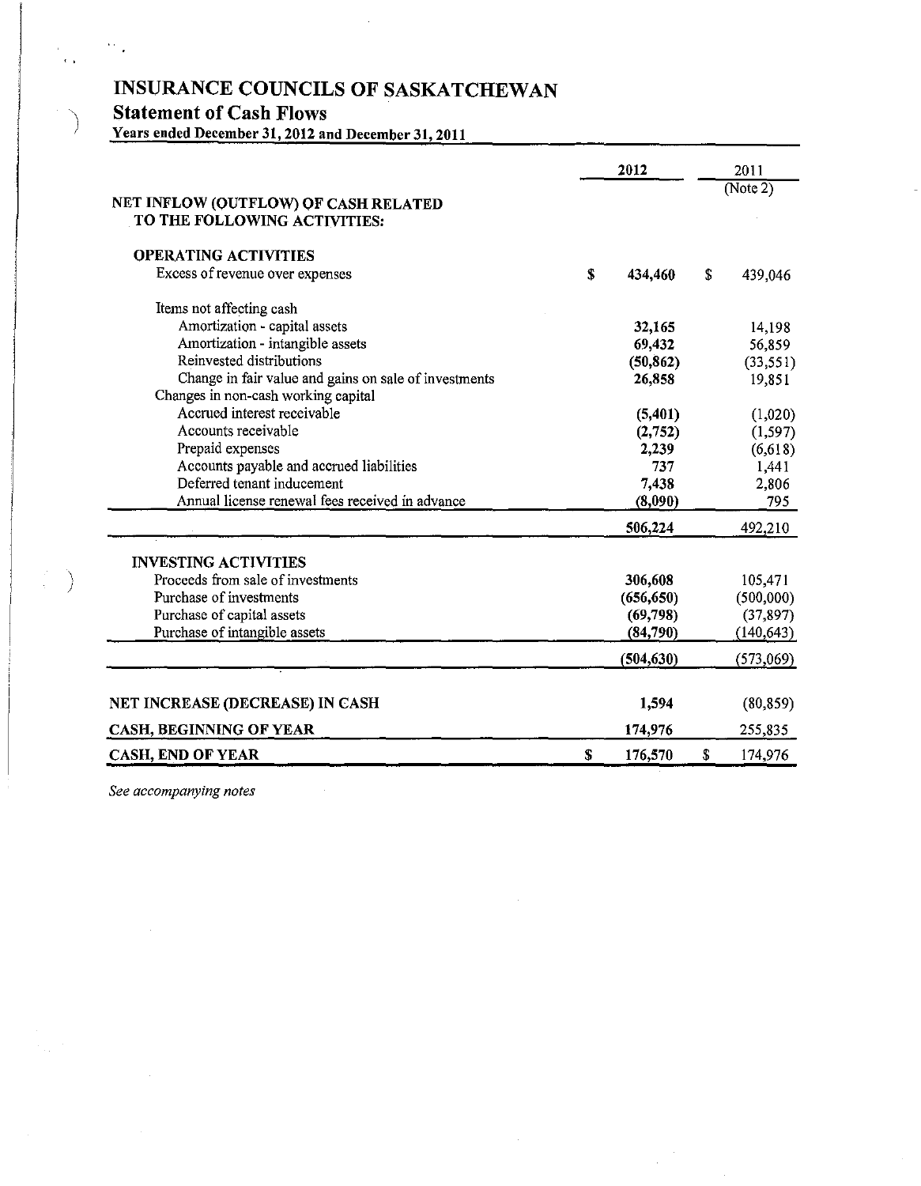# INSURANCE COUNCILS OF SASKATCHEWAN

## Statement of Cash Flows

**Years ended December 31, 2012 and December 31, 2011**

| | 2012 | 2011 (Note 2) |
|---|---|---|
| **NET INFLOW (OUTFLOW) OF CASH RELATED TO THE FOLLOWING ACTIVITIES:** | | |
| **OPERATING ACTIVITIES** | | |
| Excess of revenue over expenses | $ 434,460 | $ 439,046 |
| Items not affecting cash | | |
| Amortization - capital assets | 32,165 | 14,198 |
| Amortization - intangible assets | 69,432 | 56,859 |
| Reinvested distributions | (50,862) | (33,551) |
| Change in fair value and gains on sale of investments | 26,858 | 19,851 |
| Changes in non-cash working capital | | |
| Accrued interest receivable | (5,401) | (1,020) |
| Accounts receivable | (2,752) | (1,597) |
| Prepaid expenses | 2,239 | (6,618) |
| Accounts payable and accrued liabilities | 737 | 1,441 |
| Deferred tenant inducement | 7,438 | 2,806 |
| Annual license renewal fees received in advance | (8,090) | 795 |
| | 506,224 | 492,210 |
| **INVESTING ACTIVITIES** | | |
| Proceeds from sale of investments | 306,608 | 105,471 |
| Purchase of investments | (656,650) | (500,000) |
| Purchase of capital assets | (69,798) | (37,897) |
| Purchase of intangible assets | (84,790) | (140,643) |
| | (504,630) | (573,069) |
| **NET INCREASE (DECREASE) IN CASH** | 1,594 | (80,859) |
| **CASH, BEGINNING OF YEAR** | 174,976 | 255,835 |
| **CASH, END OF YEAR** | $ 176,570 | $ 174,976 |

*See accompanying notes*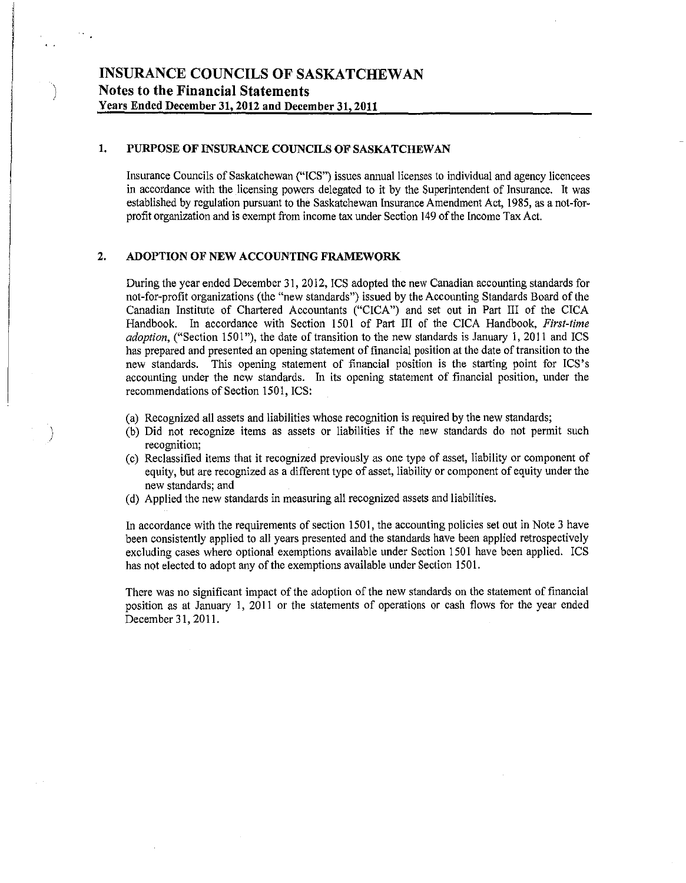# INSURANCE COUNCILS OF SASKATCHEWAN

## Notes to the Financial Statements

**Years Ended December 31, 2012 and December 31, 2011**

### 1. PURPOSE OF INSURANCE COUNCILS OF SASKATCHEWAN

Insurance Councils of Saskatchewan ("ICS") issues annual licenses to individual and agency licencees in accordance with the licensing powers delegated to it by the Superintendent of Insurance. It was established by regulation pursuant to the Saskatchewan Insurance Amendment Act, 1985, as a not-for-profit organization and is exempt from income tax under Section 149 of the Income Tax Act.

### 2. ADOPTION OF NEW ACCOUNTING FRAMEWORK

During the year ended December 31, 2012, ICS adopted the new Canadian accounting standards for not-for-profit organizations (the "new standards") issued by the Accounting Standards Board of the Canadian Institute of Chartered Accountants ("CICA") and set out in Part III of the CICA Handbook. In accordance with Section 1501 of Part III of the CICA Handbook, *First-time adoption*, ("Section 1501"), the date of transition to the new standards is January 1, 2011 and ICS has prepared and presented an opening statement of financial position at the date of transition to the new standards. This opening statement of financial position is the starting point for ICS's accounting under the new standards. In its opening statement of financial position, under the recommendations of Section 1501, ICS:

(a) Recognized all assets and liabilities whose recognition is required by the new standards;
(b) Did not recognize items as assets or liabilities if the new standards do not permit such recognition;
(c) Reclassified items that it recognized previously as one type of asset, liability or component of equity, but are recognized as a different type of asset, liability or component of equity under the new standards; and
(d) Applied the new standards in measuring all recognized assets and liabilities.

In accordance with the requirements of section 1501, the accounting policies set out in Note 3 have been consistently applied to all years presented and the standards have been applied retrospectively excluding cases where optional exemptions available under Section 1501 have been applied. ICS has not elected to adopt any of the exemptions available under Section 1501.

There was no significant impact of the adoption of the new standards on the statement of financial position as at January 1, 2011 or the statements of operations or cash flows for the year ended December 31, 2011.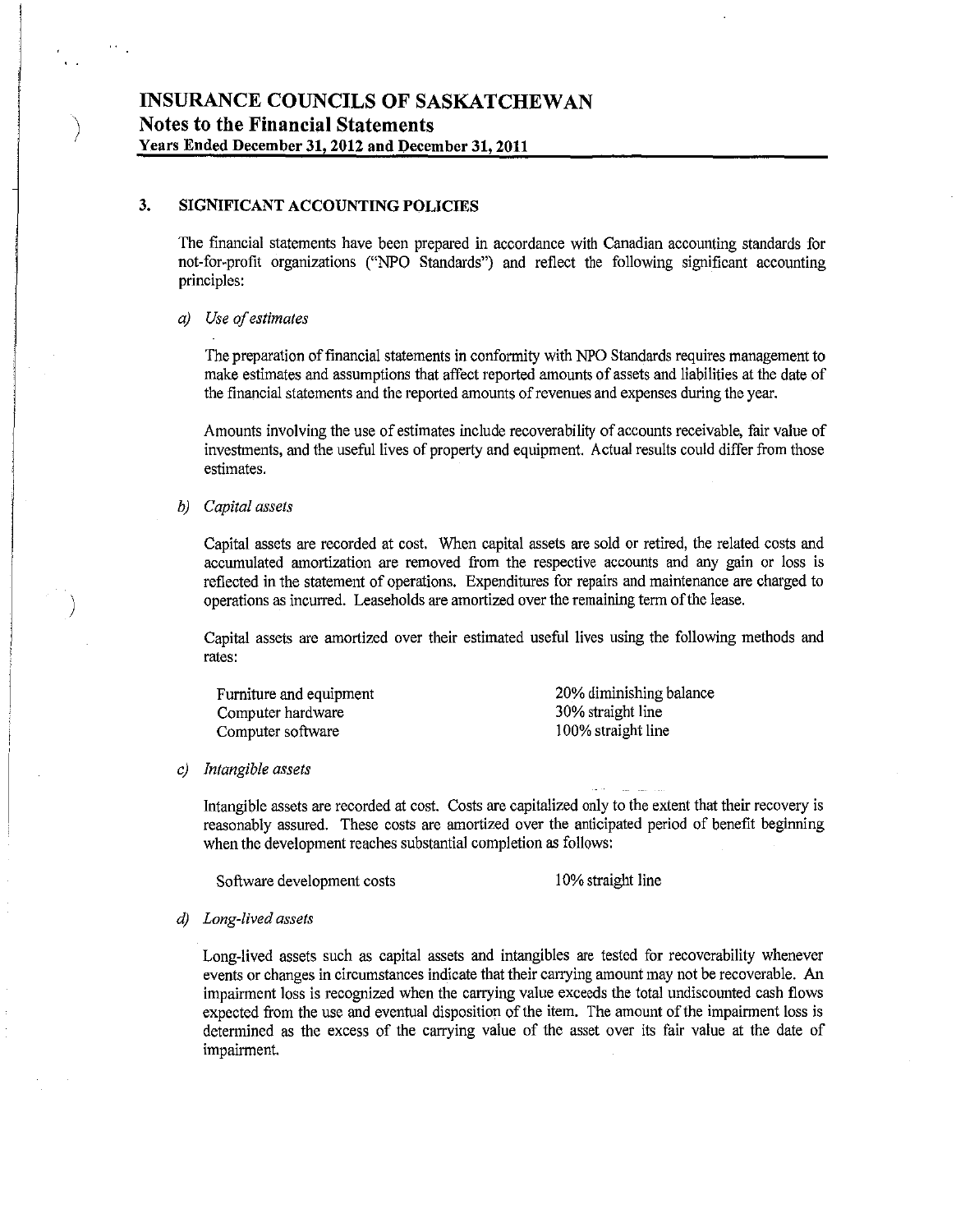# INSURANCE COUNCILS OF SASKATCHEWAN

## Notes to the Financial Statements

**Years Ended December 31, 2012 and December 31, 2011**

### 3. SIGNIFICANT ACCOUNTING POLICIES

The financial statements have been prepared in accordance with Canadian accounting standards for not-for-profit organizations ("NPO Standards") and reflect the following significant accounting principles:

*a) Use of estimates*

The preparation of financial statements in conformity with NPO Standards requires management to make estimates and assumptions that affect reported amounts of assets and liabilities at the date of the financial statements and the reported amounts of revenues and expenses during the year.

Amounts involving the use of estimates include recoverability of accounts receivable, fair value of investments, and the useful lives of property and equipment. Actual results could differ from those estimates.

*b) Capital assets*

Capital assets are recorded at cost. When capital assets are sold or retired, the related costs and accumulated amortization are removed from the respective accounts and any gain or loss is reflected in the statement of operations. Expenditures for repairs and maintenance are charged to operations as incurred. Leaseholds are amortized over the remaining term of the lease.

Capital assets are amortized over their estimated useful lives using the following methods and rates:

| | |
|---|---|
| Furniture and equipment | 20% diminishing balance |
| Computer hardware | 30% straight line |
| Computer software | 100% straight line |

*c) Intangible assets*

Intangible assets are recorded at cost. Costs are capitalized only to the extent that their recovery is reasonably assured. These costs are amortized over the anticipated period of benefit beginning when the development reaches substantial completion as follows:

| | |
|---|---|
| Software development costs | 10% straight line |

*d) Long-lived assets*

Long-lived assets such as capital assets and intangibles are tested for recoverability whenever events or changes in circumstances indicate that their carrying amount may not be recoverable. An impairment loss is recognized when the carrying value exceeds the total undiscounted cash flows expected from the use and eventual disposition of the item. The amount of the impairment loss is determined as the excess of the carrying value of the asset over its fair value at the date of impairment.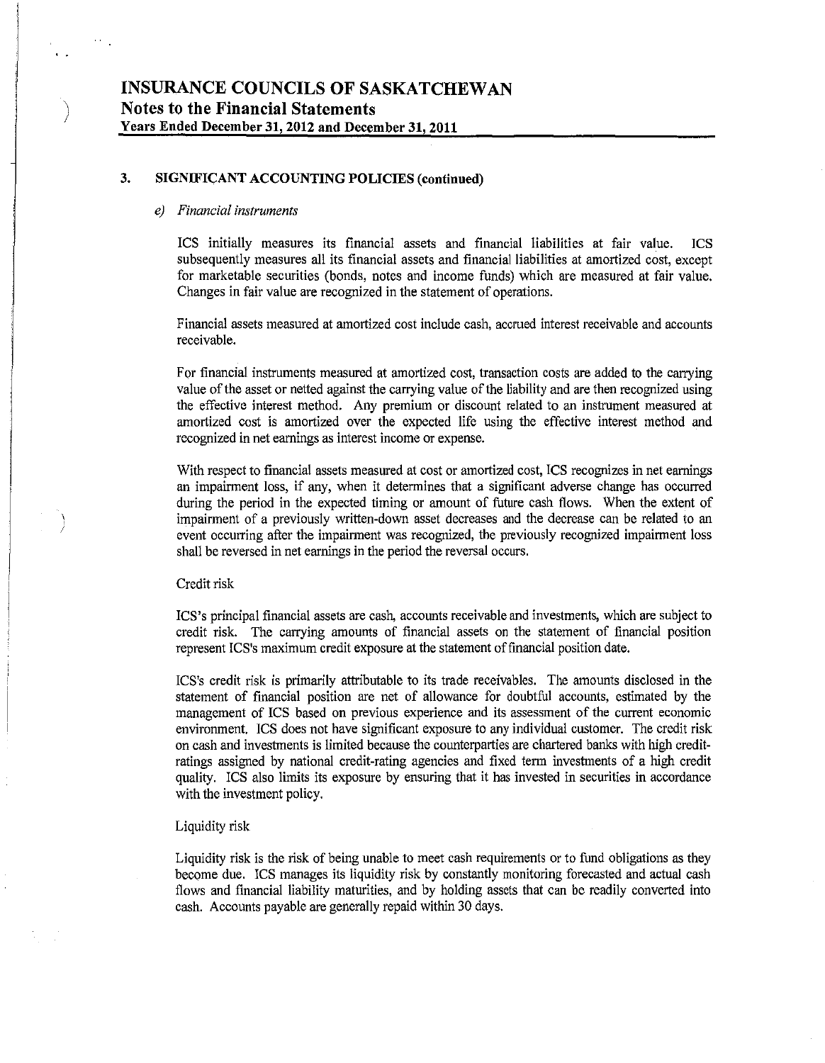## 3. SIGNIFICANT ACCOUNTING POLICIES (continued)

### *e) Financial instruments*

ICS initially measures its financial assets and financial liabilities at fair value. ICS subsequently measures all its financial assets and financial liabilities at amortized cost, except for marketable securities (bonds, notes and income funds) which are measured at fair value. Changes in fair value are recognized in the statement of operations.

Financial assets measured at amortized cost include cash, accrued interest receivable and accounts receivable.

For financial instruments measured at amortized cost, transaction costs are added to the carrying value of the asset or netted against the carrying value of the liability and are then recognized using the effective interest method. Any premium or discount related to an instrument measured at amortized cost is amortized over the expected life using the effective interest method and recognized in net earnings as interest income or expense.

With respect to financial assets measured at cost or amortized cost, ICS recognizes in net earnings an impairment loss, if any, when it determines that a significant adverse change has occurred during the period in the expected timing or amount of future cash flows. When the extent of impairment of a previously written-down asset decreases and the decrease can be related to an event occurring after the impairment was recognized, the previously recognized impairment loss shall be reversed in net earnings in the period the reversal occurs.

Credit risk

ICS's principal financial assets are cash, accounts receivable and investments, which are subject to credit risk. The carrying amounts of financial assets on the statement of financial position represent ICS's maximum credit exposure at the statement of financial position date.

ICS's credit risk is primarily attributable to its trade receivables. The amounts disclosed in the statement of financial position are net of allowance for doubtful accounts, estimated by the management of ICS based on previous experience and its assessment of the current economic environment. ICS does not have significant exposure to any individual customer. The credit risk on cash and investments is limited because the counterparties are chartered banks with high credit-ratings assigned by national credit-rating agencies and fixed term investments of a high credit quality. ICS also limits its exposure by ensuring that it has invested in securities in accordance with the investment policy.

Liquidity risk

Liquidity risk is the risk of being unable to meet cash requirements or to fund obligations as they become due. ICS manages its liquidity risk by constantly monitoring forecasted and actual cash flows and financial liability maturities, and by holding assets that can be readily converted into cash. Accounts payable are generally repaid within 30 days.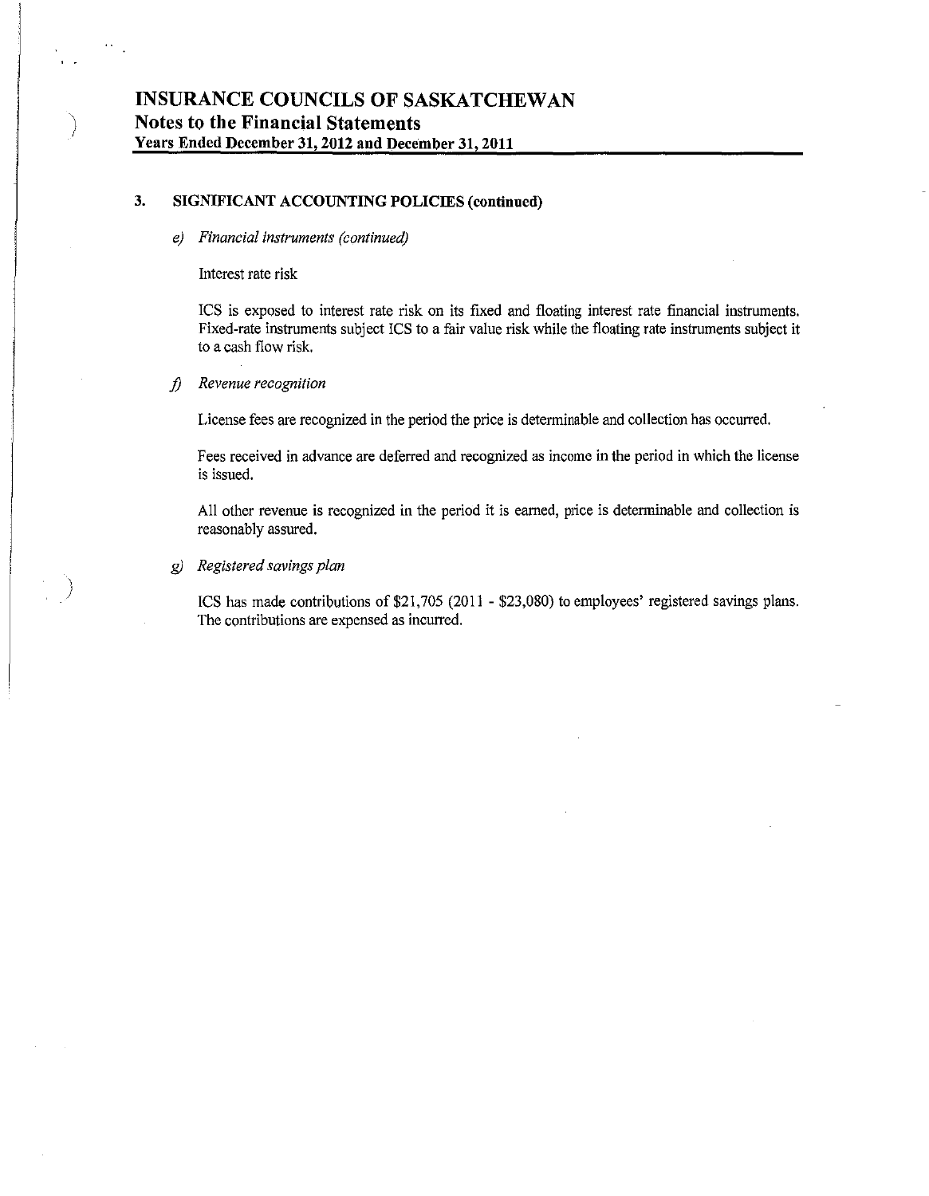# INSURANCE COUNCILS OF SASKATCHEWAN
## Notes to the Financial Statements
**Years Ended December 31, 2012 and December 31, 2011**

### 3. SIGNIFICANT ACCOUNTING POLICIES (continued)

*e) Financial instruments (continued)*

Interest rate risk

ICS is exposed to interest rate risk on its fixed and floating interest rate financial instruments. Fixed-rate instruments subject ICS to a fair value risk while the floating rate instruments subject it to a cash flow risk.

*f) Revenue recognition*

License fees are recognized in the period the price is determinable and collection has occurred.

Fees received in advance are deferred and recognized as income in the period in which the license is issued.

All other revenue is recognized in the period it is earned, price is determinable and collection is reasonably assured.

*g) Registered savings plan*

ICS has made contributions of $21,705 (2011 - $23,080) to employees' registered savings plans. The contributions are expensed as incurred.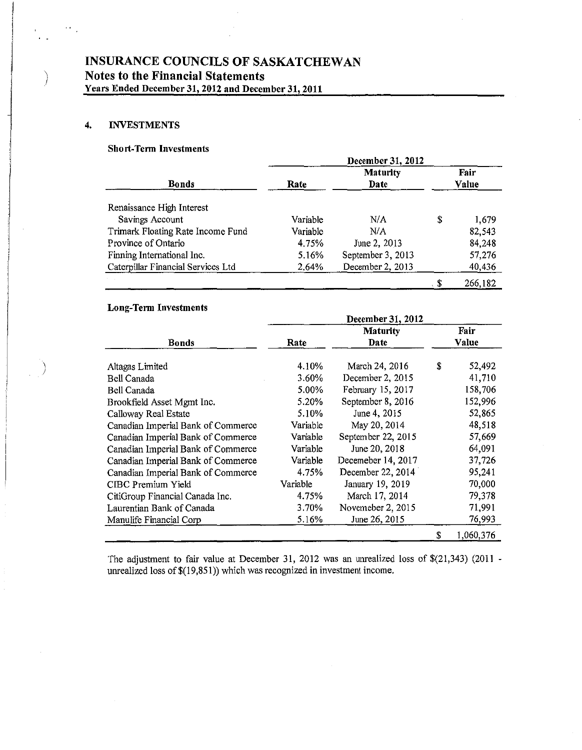# INSURANCE COUNCILS OF SASKATCHEWAN
## Notes to the Financial Statements
**Years Ended December 31, 2012 and December 31, 2011**

### 4. INVESTMENTS

**Short-Term Investments**

| | December 31, 2012 | | |
|---|---|---|---|
| **Bonds** | **Rate** | **Maturity Date** | **Fair Value** |
| Renaissance High Interest Savings Account | Variable | N/A | $ 1,679 |
| Trimark Floating Rate Income Fund | Variable | N/A | 82,543 |
| Province of Ontario | 4.75% | June 2, 2013 | 84,248 |
| Finning International Inc. | 5.16% | September 3, 2013 | 57,276 |
| Caterpillar Financial Services Ltd | 2.64% | December 2, 2013 | 40,436 |
| | | | $ 266,182 |

**Long-Term Investments**

| | December 31, 2012 | | |
|---|---|---|---|
| **Bonds** | **Rate** | **Maturity Date** | **Fair Value** |
| Altagas Limited | 4.10% | March 24, 2016 | $ 52,492 |
| Bell Canada | 3.60% | December 2, 2015 | 41,710 |
| Bell Canada | 5.00% | February 15, 2017 | 158,706 |
| Brookfield Asset Mgmt Inc. | 5.20% | September 8, 2016 | 152,996 |
| Calloway Real Estate | 5.10% | June 4, 2015 | 52,865 |
| Canadian Imperial Bank of Commerce | Variable | May 20, 2014 | 48,518 |
| Canadian Imperial Bank of Commerce | Variable | September 22, 2015 | 57,669 |
| Canadian Imperial Bank of Commerce | Variable | June 20, 2018 | 64,091 |
| Canadian Imperial Bank of Commerce | Variable | Decemeber 14, 2017 | 37,726 |
| Canadian Imperial Bank of Commerce | 4.75% | December 22, 2014 | 95,241 |
| CIBC Premium Yield | Variable | January 19, 2019 | 70,000 |
| CitiGroup Financial Canada Inc. | 4.75% | March 17, 2014 | 79,378 |
| Laurentian Bank of Canada | 3.70% | Novemeber 2, 2015 | 71,991 |
| Manulife Financial Corp | 5.16% | June 26, 2015 | 76,993 |
| | | | $ 1,060,376 |

The adjustment to fair value at December 31, 2012 was an unrealized loss of $(21,343) (2011 - unrealized loss of $(19,851)) which was recognized in investment income.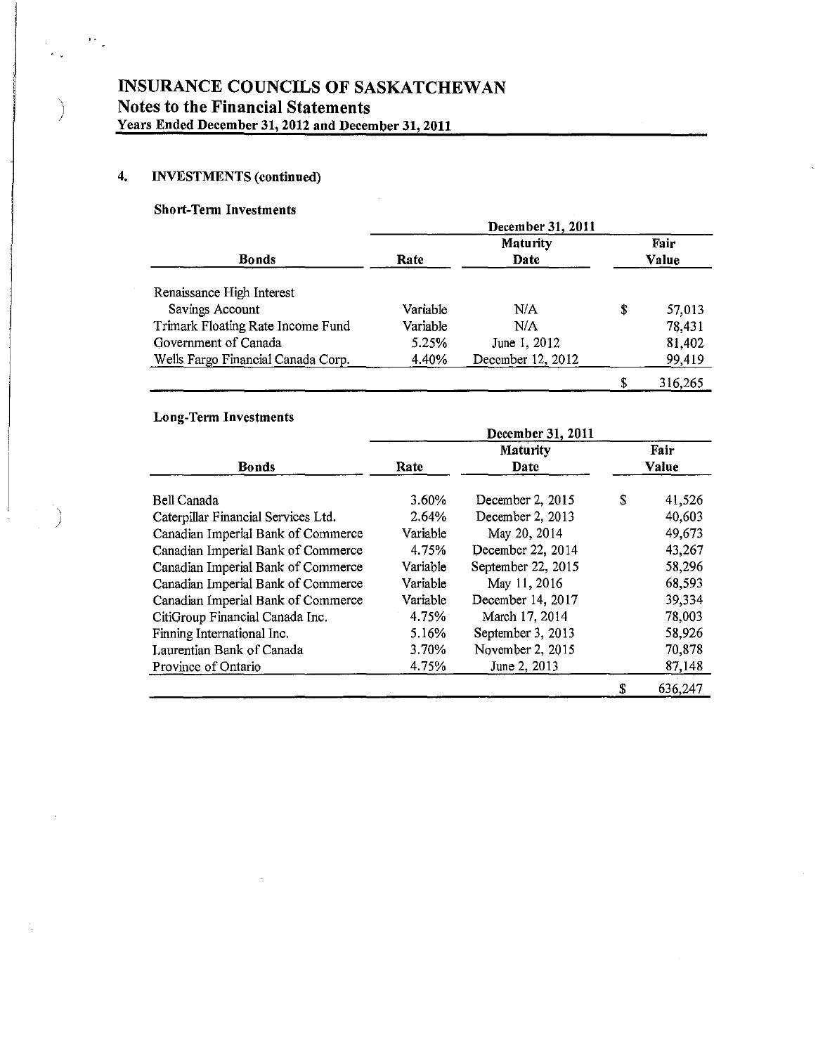# INSURANCE COUNCILS OF SASKATCHEWAN
## Notes to the Financial Statements
**Years Ended December 31, 2012 and December 31, 2011**

### 4. INVESTMENTS (continued)

**Short-Term Investments**

| | December 31, 2011 | | |
|---|---|---|---|
| **Bonds** | **Rate** | **Maturity Date** | **Fair Value** |
| Renaissance High Interest Savings Account | Variable | N/A | $ 57,013 |
| Trimark Floating Rate Income Fund | Variable | N/A | 78,431 |
| Government of Canada | 5.25% | June 1, 2012 | 81,402 |
| Wells Fargo Financial Canada Corp. | 4.40% | December 12, 2012 | 99,419 |
| | | | $ 316,265 |

**Long-Term Investments**

| | December 31, 2011 | | |
|---|---|---|---|
| **Bonds** | **Rate** | **Maturity Date** | **Fair Value** |
| Bell Canada | 3.60% | December 2, 2015 | $ 41,526 |
| Caterpillar Financial Services Ltd. | 2.64% | December 2, 2013 | 40,603 |
| Canadian Imperial Bank of Commerce | Variable | May 20, 2014 | 49,673 |
| Canadian Imperial Bank of Commerce | 4.75% | December 22, 2014 | 43,267 |
| Canadian Imperial Bank of Commerce | Variable | September 22, 2015 | 58,296 |
| Canadian Imperial Bank of Commerce | Variable | May 11, 2016 | 68,593 |
| Canadian Imperial Bank of Commerce | Variable | December 14, 2017 | 39,334 |
| CitiGroup Financial Canada Inc. | 4.75% | March 17, 2014 | 78,003 |
| Finning International Inc. | 5.16% | September 3, 2013 | 58,926 |
| Laurentian Bank of Canada | 3.70% | November 2, 2015 | 70,878 |
| Province of Ontario | 4.75% | June 2, 2013 | 87,148 |
| | | | $ 636,247 |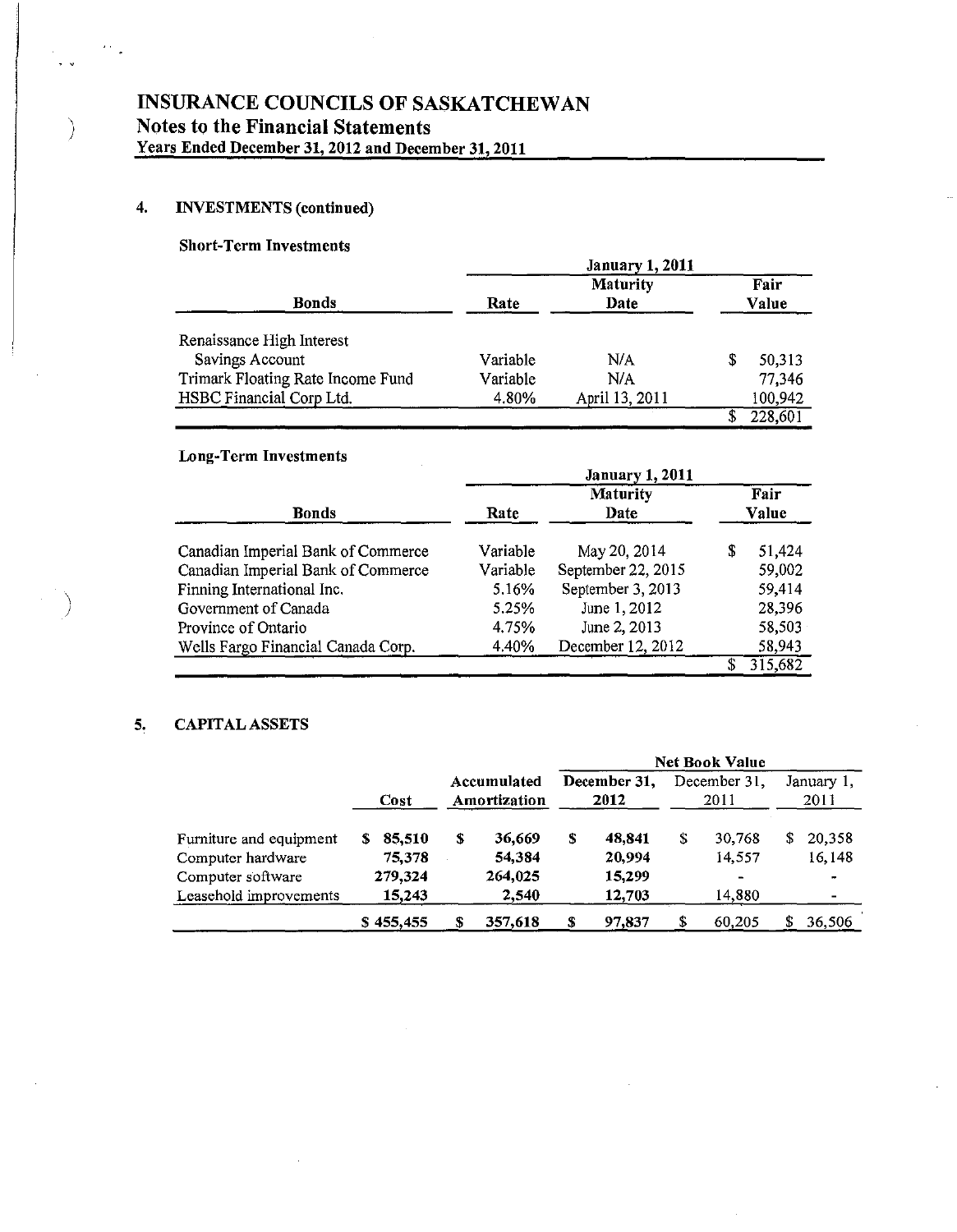# INSURANCE COUNCILS OF SASKATCHEWAN
## Notes to the Financial Statements
Years Ended December 31, 2012 and December 31, 2011

### 4. INVESTMENTS (continued)

**Short-Term Investments**

| | January 1, 2011 | | |
|---|---|---|---|
| **Bonds** | **Rate** | **Maturity Date** | **Fair Value** |
| Renaissance High Interest Savings Account | Variable | N/A | $ 50,313 |
| Trimark Floating Rate Income Fund | Variable | N/A | 77,346 |
| HSBC Financial Corp Ltd. | 4.80% | April 13, 2011 | 100,942 |
| | | | $ 228,601 |

**Long-Term Investments**

| | January 1, 2011 | | |
|---|---|---|---|
| **Bonds** | **Rate** | **Maturity Date** | **Fair Value** |
| Canadian Imperial Bank of Commerce | Variable | May 20, 2014 | $ 51,424 |
| Canadian Imperial Bank of Commerce | Variable | September 22, 2015 | 59,002 |
| Finning International Inc. | 5.16% | September 3, 2013 | 59,414 |
| Government of Canada | 5.25% | June 1, 2012 | 28,396 |
| Province of Ontario | 4.75% | June 2, 2013 | 58,503 |
| Wells Fargo Financial Canada Corp. | 4.40% | December 12, 2012 | 58,943 |
| | | | $ 315,682 |

### 5. CAPITAL ASSETS

| | | | Net Book Value | | |
|---|---|---|---|---|---|
| | **Cost** | **Accumulated Amortization** | **December 31, 2012** | December 31, 2011 | January 1, 2011 |
| Furniture and equipment | **$ 85,510** | **$ 36,669** | **$ 48,841** | $ 30,768 | $ 20,358 |
| Computer hardware | **75,378** | **54,384** | **20,994** | 14,557 | 16,148 |
| Computer software | **279,324** | **264,025** | **15,299** | - | - |
| Leasehold improvements | **15,243** | **2,540** | **12,703** | 14,880 | - |
| | **$ 455,455** | **$ 357,618** | **$ 97,837** | $ 60,205 | $ 36,506 |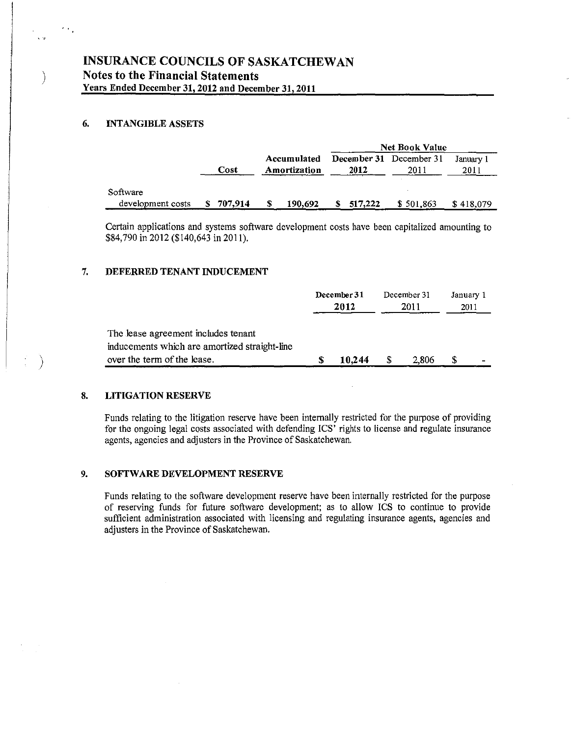# INSURANCE COUNCILS OF SASKATCHEWAN
## Notes to the Financial Statements
**Years Ended December 31, 2012 and December 31, 2011**

### 6. INTANGIBLE ASSETS

| | | | Net Book Value | | |
|---|---|---|---|---|---|
| | **Cost** | **Accumulated Amortization** | **December 31 2012** | December 31 2011 | January 1 2011 |
| Software development costs | **$ 707,914** | **$ 190,692** | **$ 517,222** | $ 501,863 | $ 418,079 |

Certain applications and systems software development costs have been capitalized amounting to $84,790 in 2012 ($140,643 in 2011).

### 7. DEFERRED TENANT INDUCEMENT

| | **December 31 2012** | December 31 2011 | January 1 2011 |
|---|---|---|---|
| The lease agreement includes tenant inducements which are amortized straight-line over the term of the lease. | **$ 10,244** | $ 2,806 | $ - |

### 8. LITIGATION RESERVE

Funds relating to the litigation reserve have been internally restricted for the purpose of providing for the ongoing legal costs associated with defending ICS' rights to license and regulate insurance agents, agencies and adjusters in the Province of Saskatchewan.

### 9. SOFTWARE DEVELOPMENT RESERVE

Funds relating to the software development reserve have been internally restricted for the purpose of reserving funds for future software development; as to allow ICS to continue to provide sufficient administration associated with licensing and regulating insurance agents, agencies and adjusters in the Province of Saskatchewan.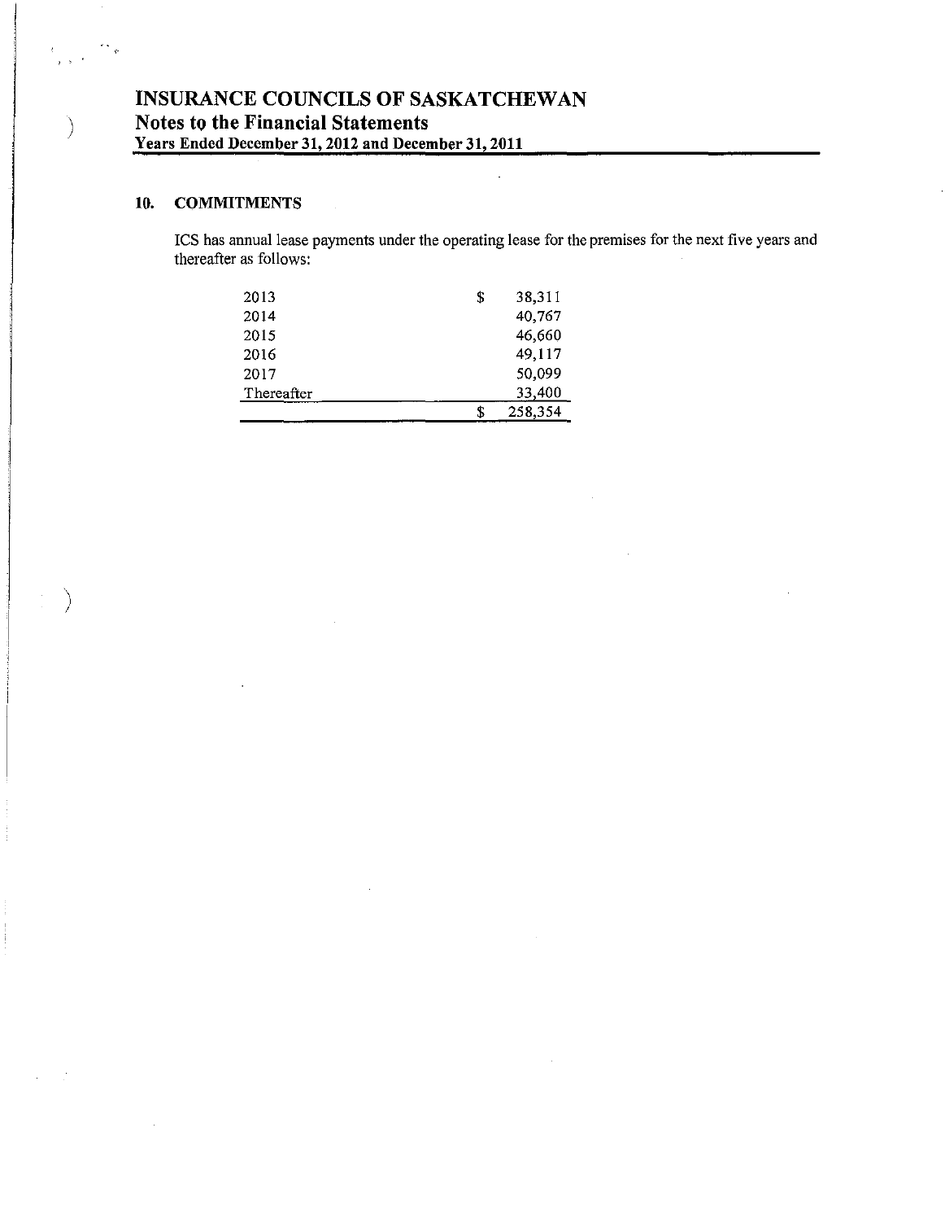# INSURANCE COUNCILS OF SASKATCHEWAN
## Notes to the Financial Statements
**Years Ended December 31, 2012 and December 31, 2011**

### 10. COMMITMENTS

ICS has annual lease payments under the operating lease for the premises for the next five years and thereafter as follows:

| | |
|---|---|
| 2013 | $ 38,311 |
| 2014 | 40,767 |
| 2015 | 46,660 |
| 2016 | 49,117 |
| 2017 | 50,099 |
| Thereafter | 33,400 |
| | $ 258,354 |